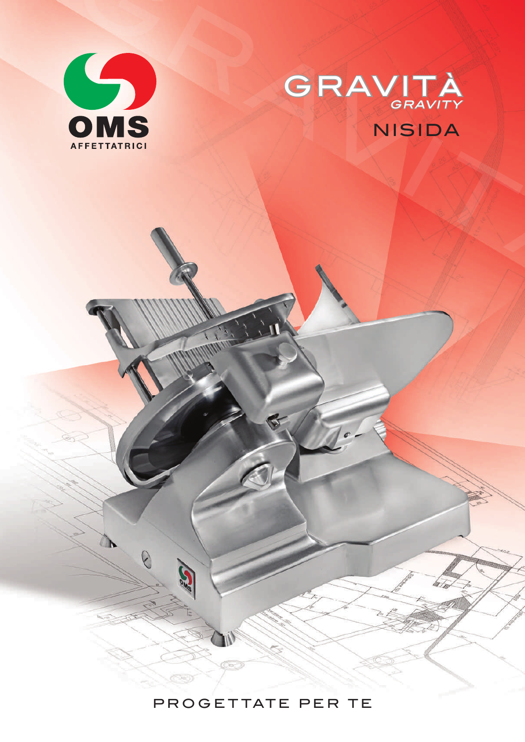OMS

AFFETTATRICI

# GRAVITÀ

*GRAVITY*

## NISIDA

PROGETTATE PER TE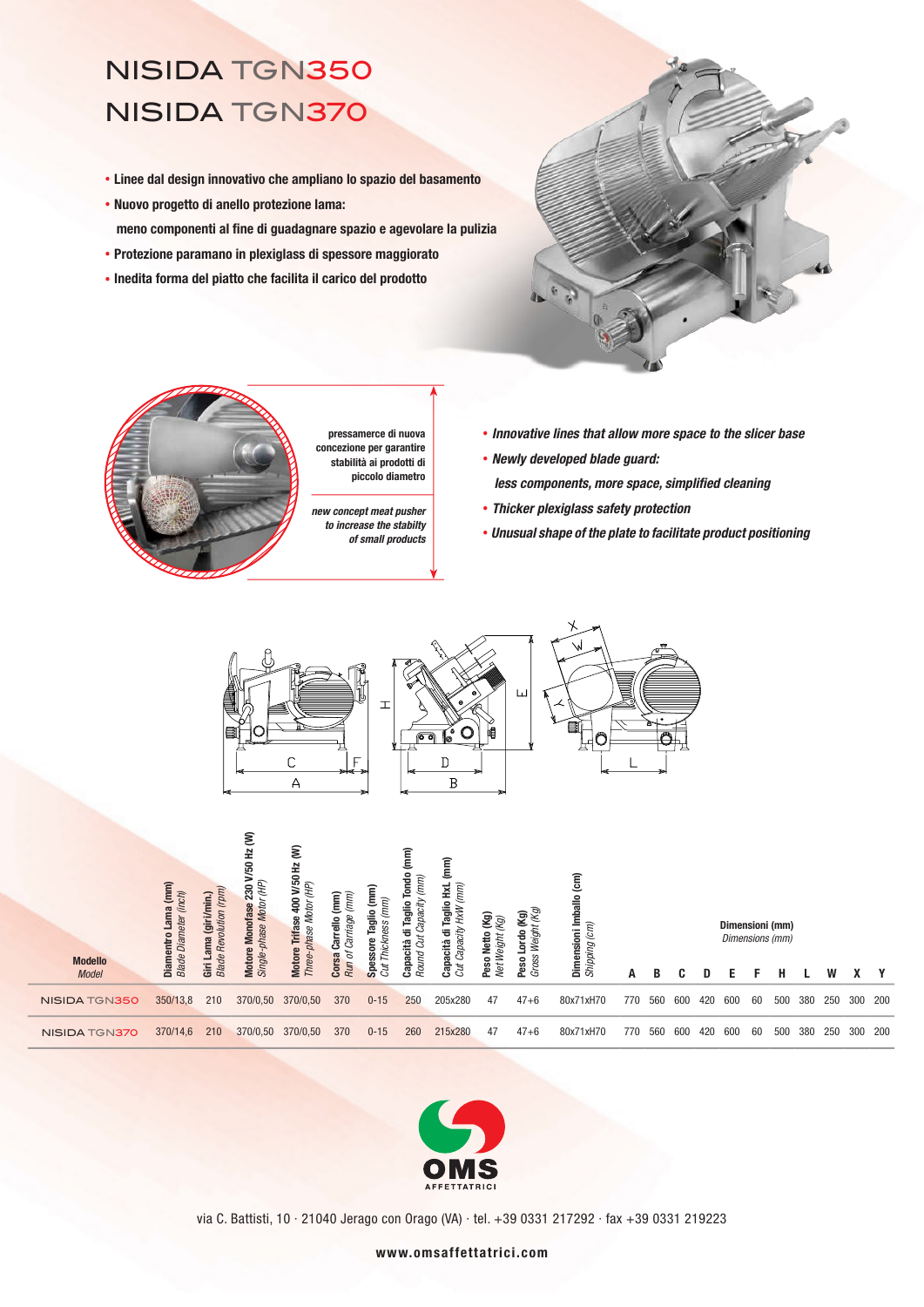# NISIDA TGN350
# NISIDA TGN370

- **Linee dal design innovativo che ampliano lo spazio del basamento**
- **Nuovo progetto di anello protezione lama: meno componenti al fine di guadagnare spazio e agevolare la pulizia**
- **Protezione paramano in plexiglass di spessore maggiorato**
- **Inedita forma del piatto che facilita il carico del prodotto**

**pressamerce di nuova concezione per garantire stabilità ai prodotti di piccolo diametro**

*new concept meat pusher to increase the stabilty of small products*

- ***Innovative lines that allow more space to the slicer base***
- ***Newly developed blade guard: less components, more space, simplified cleaning***
- ***Thicker plexiglass safety protection***
- ***Unusual shape of the plate to facilitate product positioning***

C
F
A
H
D
B
E
X
W
Y
L

| Modello *Model* | Diametro Lama (mm) *Blade Diameter (inch)* | Giri Lama (giri/min.) *Blade Revolution (rpm)* | Motore Monofase 230 V/50 Hz (W) *Single-phase Motor (HP)* | Motore Trifase 400 V/50 Hz (W) *Three-phase Motor (HP)* | Corsa Carrello (mm) *Run of Carriage (mm)* | Spessore Taglio (mm) *Cut Thickness (mm)* | Capacità di Taglio Tondo (mm) *Round Cut Capacity (mm)* | Capacità di Taglio HxL (mm) *Cut Capacity HxW (mm)* | Peso Netto (Kg) *Net Weight (Kg)* | Peso Lordo (Kg) *Gross Weight (Kg)* | Dimensioni Imballo (cm) *Shipping (cm)* | Dimensioni (mm) *Dimensions (mm)* A | B | C | D | E | F | H | L | W | X | Y |
|---|---|---|---|---|---|---|---|---|---|---|---|---|---|---|---|---|---|---|---|---|---|---|
| NISIDA TGN350 | 350/13,8 | 210 | 370/0,50 | 370/0,50 | 370 | 0-15 | 250 | 205x280 | 47 | 47+6 | 80x71xH70 | 770 | 560 | 600 | 420 | 600 | 60 | 500 | 380 | 250 | 300 | 200 |
| NISIDA TGN370 | 370/14,6 | 210 | 370/0,50 | 370/0,50 | 370 | 0-15 | 260 | 215x280 | 47 | 47+6 | 80x71xH70 | 770 | 560 | 600 | 420 | 600 | 60 | 500 | 380 | 250 | 300 | 200 |

OMS AFFETTATRICI

via C. Battisti, 10 · 21040 Jerago con Orago (VA) · tel. +39 0331 217292 · fax +39 0331 219223

**www.omsaffettatrici.com**